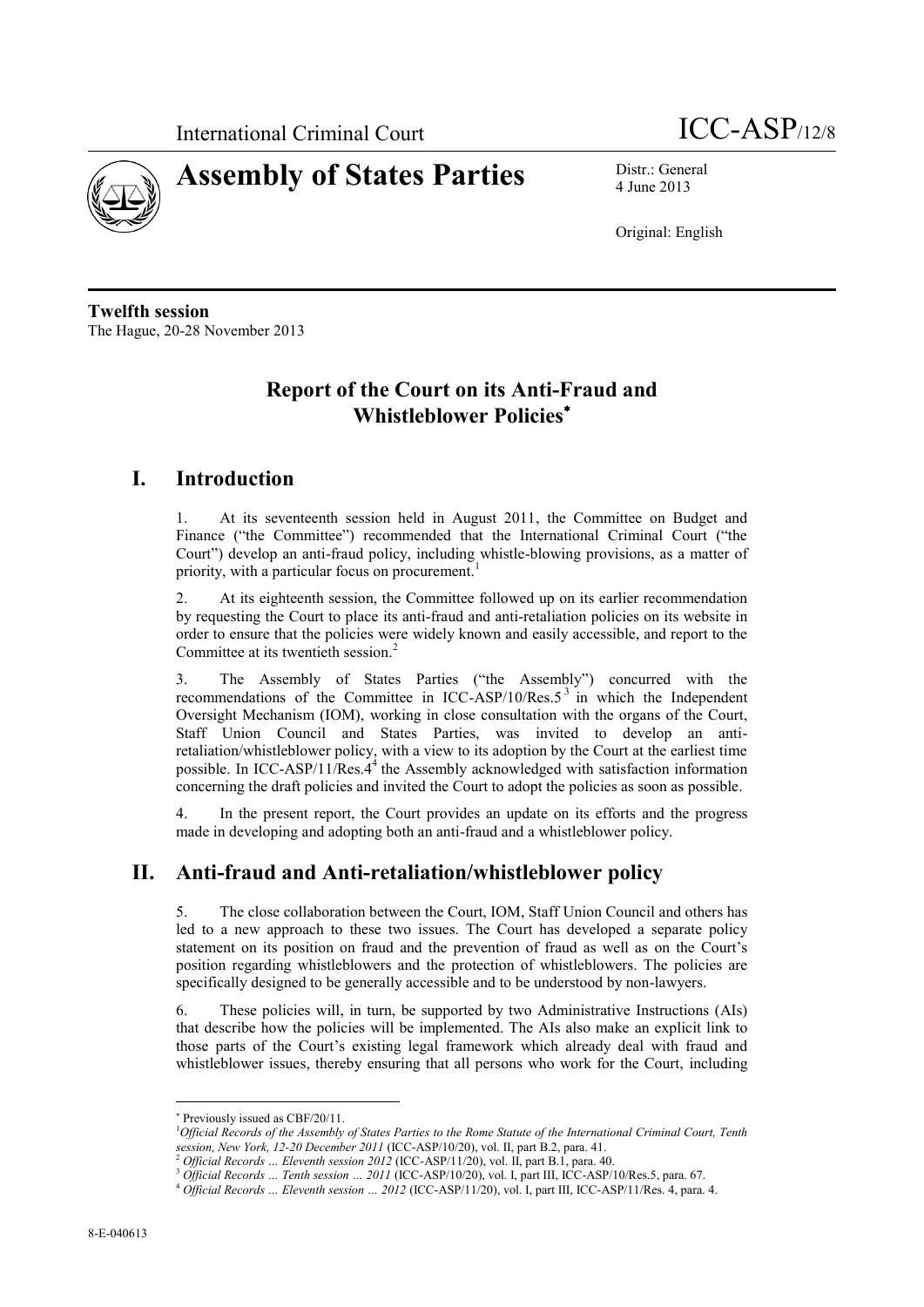International Criminal Court ICC-ASP/12/8

# Assembly of States Parties

Distr.: General
4 June 2013

Original: English

**Twelfth session**
The Hague, 20-28 November 2013

## Report of the Court on its Anti-Fraud and Whistleblower Policies*

## I. Introduction

1. At its seventeenth session held in August 2011, the Committee on Budget and Finance ("the Committee") recommended that the International Criminal Court ("the Court") develop an anti-fraud policy, including whistle-blowing provisions, as a matter of priority, with a particular focus on procurement.[1]

2. At its eighteenth session, the Committee followed up on its earlier recommendation by requesting the Court to place its anti-fraud and anti-retaliation policies on its website in order to ensure that the policies were widely known and easily accessible, and report to the Committee at its twentieth session.[2]

3. The Assembly of States Parties ("the Assembly") concurred with the recommendations of the Committee in ICC-ASP/10/Res.5[3] in which the Independent Oversight Mechanism (IOM), working in close consultation with the organs of the Court, Staff Union Council and States Parties, was invited to develop an anti-retaliation/whistleblower policy, with a view to its adoption by the Court at the earliest time possible. In ICC-ASP/11/Res.4[4] the Assembly acknowledged with satisfaction information concerning the draft policies and invited the Court to adopt the policies as soon as possible.

4. In the present report, the Court provides an update on its efforts and the progress made in developing and adopting both an anti-fraud and a whistleblower policy.

## II. Anti-fraud and Anti-retaliation/whistleblower policy

5. The close collaboration between the Court, IOM, Staff Union Council and others has led to a new approach to these two issues. The Court has developed a separate policy statement on its position on fraud and the prevention of fraud as well as on the Court's position regarding whistleblowers and the protection of whistleblowers. The policies are specifically designed to be generally accessible and to be understood by non-lawyers.

6. These policies will, in turn, be supported by two Administrative Instructions (AIs) that describe how the policies will be implemented. The AIs also make an explicit link to those parts of the Court's existing legal framework which already deal with fraud and whistleblower issues, thereby ensuring that all persons who work for the Court, including

---

\* Previously issued as CBF/20/11.

[1] *Official Records of the Assembly of States Parties to the Rome Statute of the International Criminal Court, Tenth session, New York, 12-20 December 2011* (ICC-ASP/10/20), vol. II, part B.2, para. 41.

[2] *Official Records … Eleventh session 2012* (ICC-ASP/11/20), vol. II, part B.1, para. 40.

[3] *Official Records … Tenth session … 2011* (ICC-ASP/10/20), vol. I, part III, ICC-ASP/10/Res.5, para. 67.

[4] *Official Records … Eleventh session … 2012* (ICC-ASP/11/20), vol. I, part III, ICC-ASP/11/Res. 4, para. 4.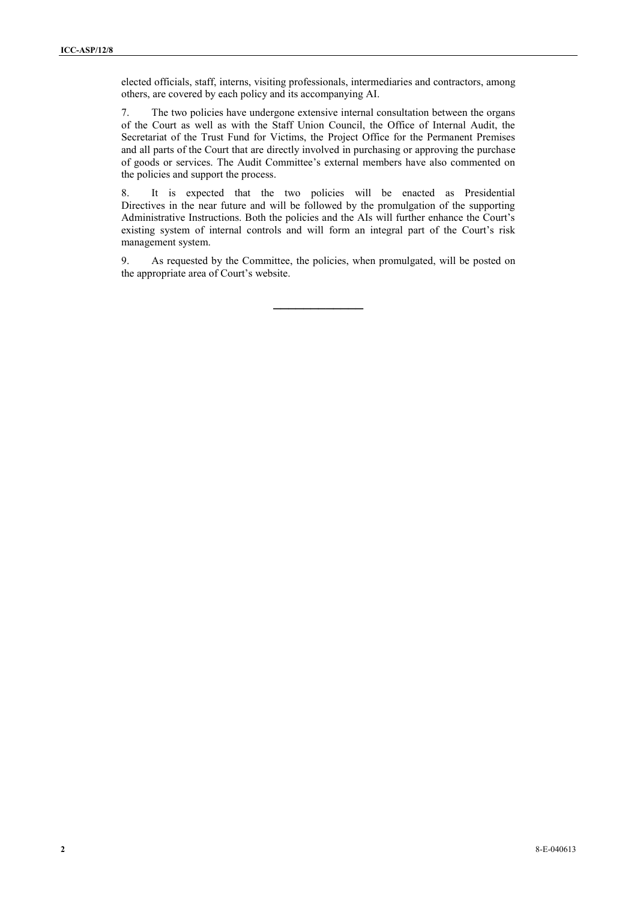elected officials, staff, interns, visiting professionals, intermediaries and contractors, among others, are covered by each policy and its accompanying AI.

7. The two policies have undergone extensive internal consultation between the organs of the Court as well as with the Staff Union Council, the Office of Internal Audit, the Secretariat of the Trust Fund for Victims, the Project Office for the Permanent Premises and all parts of the Court that are directly involved in purchasing or approving the purchase of goods or services. The Audit Committee's external members have also commented on the policies and support the process.

8. It is expected that the two policies will be enacted as Presidential Directives in the near future and will be followed by the promulgation of the supporting Administrative Instructions. Both the policies and the AIs will further enhance the Court's existing system of internal controls and will form an integral part of the Court's risk management system.

9. As requested by the Committee, the policies, when promulgated, will be posted on the appropriate area of Court's website.

---